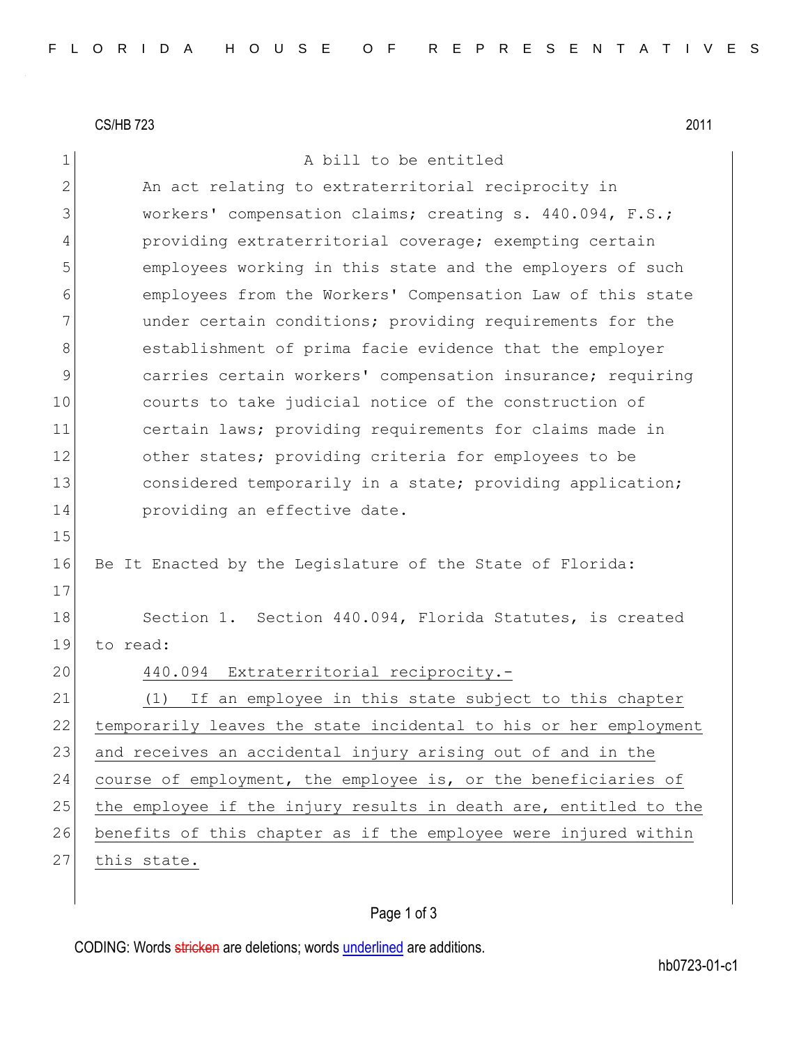CS/HB 723 2011

A bill to be entitled

An act relating to extraterritorial reciprocity in workers' compensation claims; creating s. 440.094, F.S.; providing extraterritorial coverage; exempting certain employees working in this state and the employers of such employees from the Workers' Compensation Law of this state under certain conditions; providing requirements for the establishment of prima facie evidence that the employer carries certain workers' compensation insurance; requiring courts to take judicial notice of the construction of certain laws; providing requirements for claims made in other states; providing criteria for employees to be considered temporarily in a state; providing application; providing an effective date.

Be It Enacted by the Legislature of the State of Florida:

Section 1. Section 440.094, Florida Statutes, is created to read:

440.094 Extraterritorial reciprocity.-

(1) If an employee in this state subject to this chapter temporarily leaves the state incidental to his or her employment and receives an accidental injury arising out of and in the course of employment, the employee is, or the beneficiaries of the employee if the injury results in death are, entitled to the benefits of this chapter as if the employee were injured within this state.

CODING: Words stricken are deletions; words underlined are additions.

hb0723-01-c1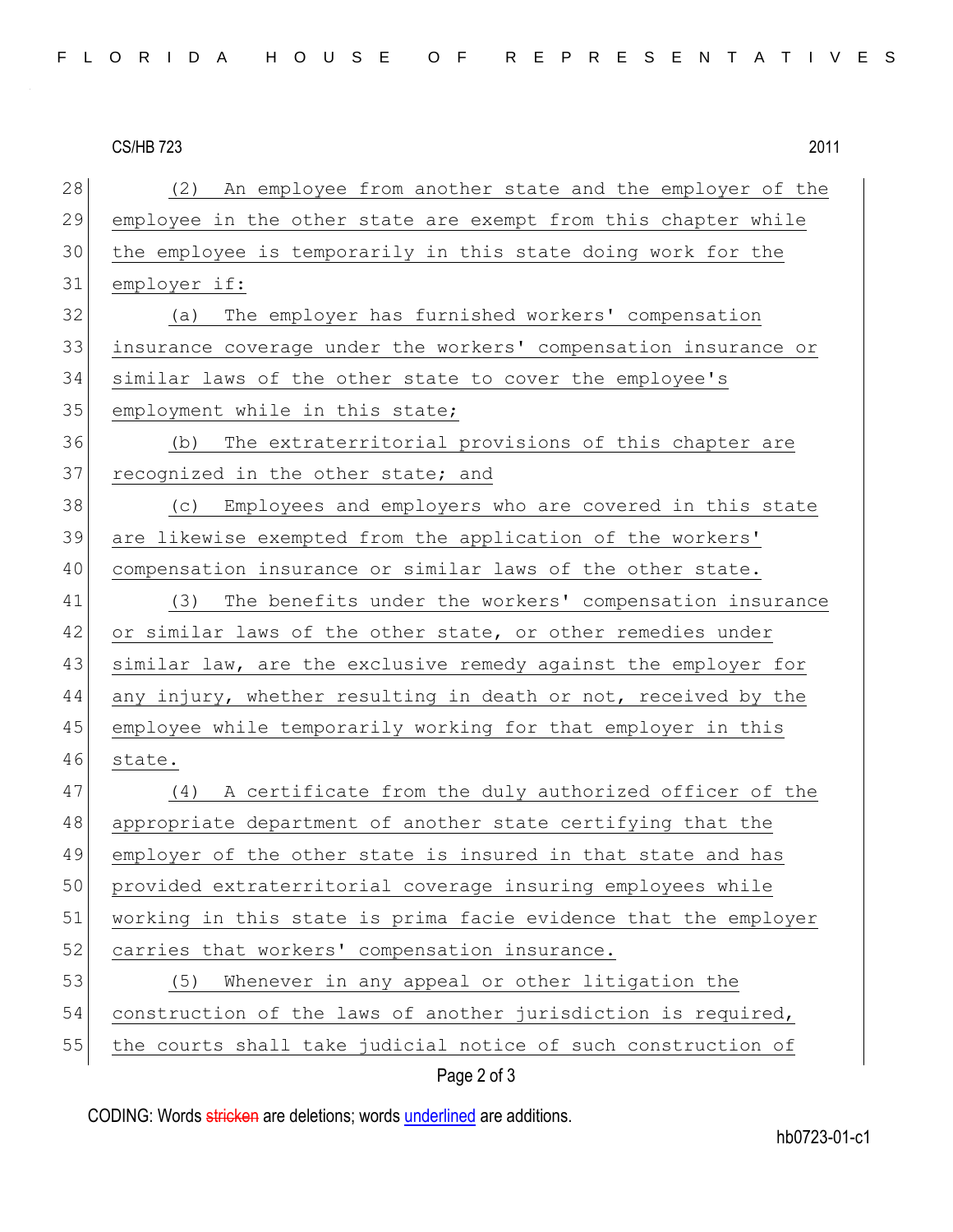(2) An employee from another state and the employer of the employee in the other state are exempt from this chapter while the employee is temporarily in this state doing work for the employer if:

(a) The employer has furnished workers' compensation insurance coverage under the workers' compensation insurance or similar laws of the other state to cover the employee's employment while in this state;

(b) The extraterritorial provisions of this chapter are recognized in the other state; and

(c) Employees and employers who are covered in this state are likewise exempted from the application of the workers' compensation insurance or similar laws of the other state.

(3) The benefits under the workers' compensation insurance or similar laws of the other state, or other remedies under similar law, are the exclusive remedy against the employer for any injury, whether resulting in death or not, received by the employee while temporarily working for that employer in this state.

(4) A certificate from the duly authorized officer of the appropriate department of another state certifying that the employer of the other state is insured in that state and has provided extraterritorial coverage insuring employees while working in this state is prima facie evidence that the employer carries that workers' compensation insurance.

(5) Whenever in any appeal or other litigation the construction of the laws of another jurisdiction is required, the courts shall take judicial notice of such construction of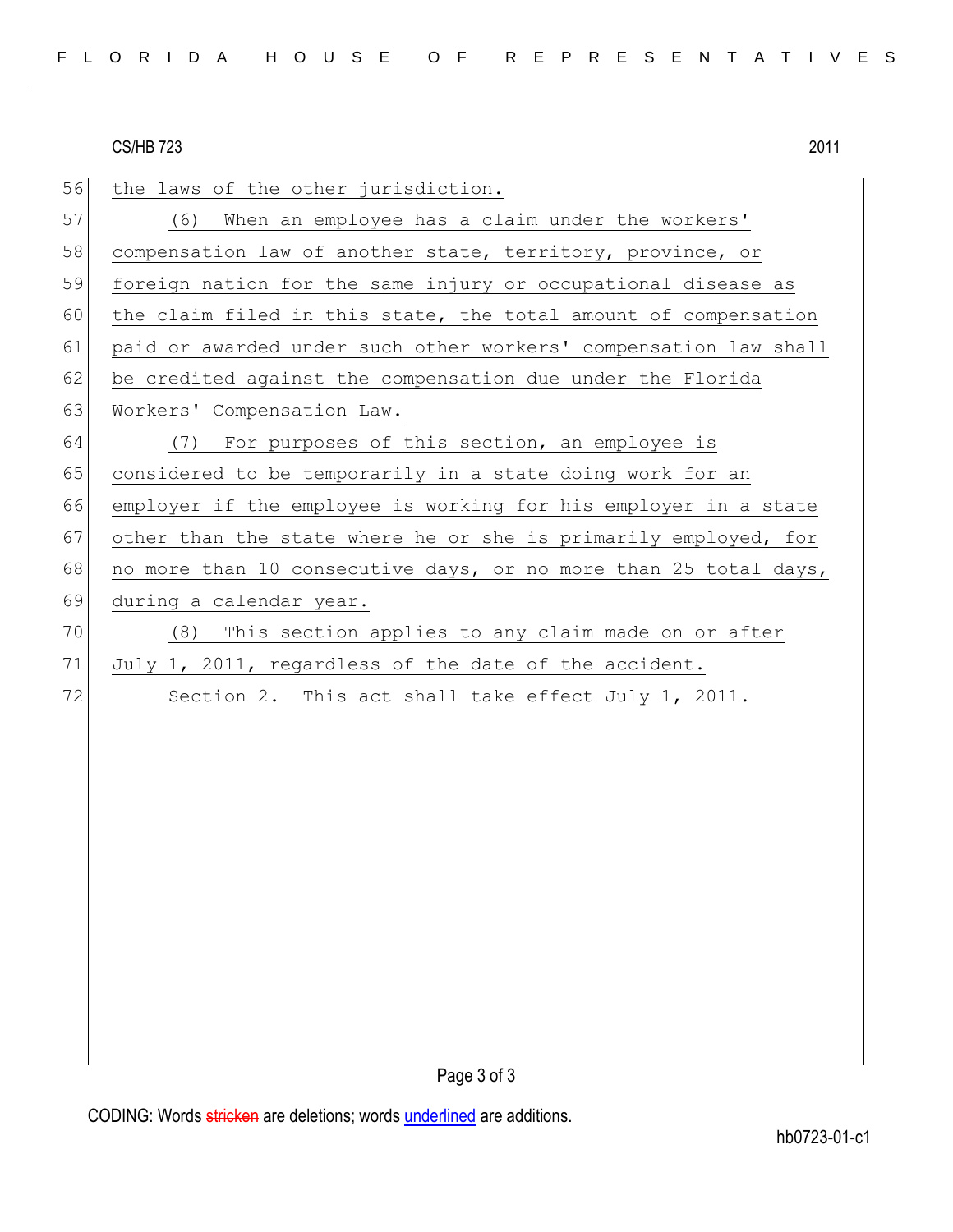the laws of the other jurisdiction.

(6) When an employee has a claim under the workers' compensation law of another state, territory, province, or foreign nation for the same injury or occupational disease as the claim filed in this state, the total amount of compensation paid or awarded under such other workers' compensation law shall be credited against the compensation due under the Florida Workers' Compensation Law.

(7) For purposes of this section, an employee is considered to be temporarily in a state doing work for an employer if the employee is working for his employer in a state other than the state where he or she is primarily employed, for no more than 10 consecutive days, or no more than 25 total days, during a calendar year.

(8) This section applies to any claim made on or after July 1, 2011, regardless of the date of the accident.

Section 2. This act shall take effect July 1, 2011.